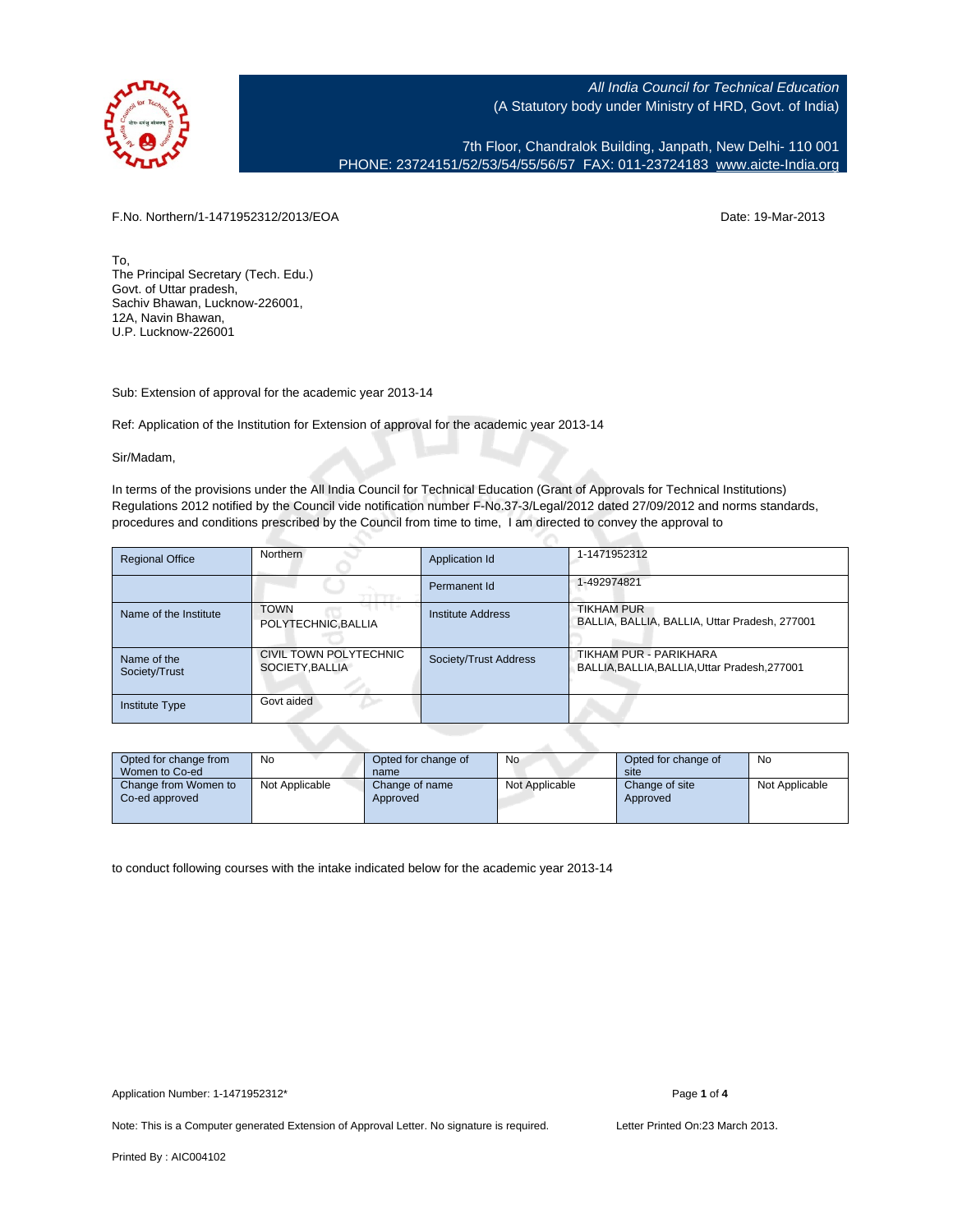All India Council for Technical Education
(A Statutory body under Ministry of HRD, Govt. of India)

7th Floor, Chandralok Building, Janpath, New Delhi- 110 001
PHONE: 23724151/52/53/54/55/56/57 FAX: 011-23724183 www.aicte-India.org

F.No. Northern/1-1471952312/2013/EOA

Date: 19-Mar-2013

To,
The Principal Secretary (Tech. Edu.)
Govt. of Uttar pradesh,
Sachiv Bhawan, Lucknow-226001,
12A, Navin Bhawan,
U.P. Lucknow-226001

Sub: Extension of approval for the academic year 2013-14

Ref: Application of the Institution for Extension of approval for the academic year 2013-14

Sir/Madam,

In terms of the provisions under the All India Council for Technical Education (Grant of Approvals for Technical Institutions) Regulations 2012 notified by the Council vide notification number F-No.37-3/Legal/2012 dated 27/09/2012 and norms standards, procedures and conditions prescribed by the Council from time to time, I am directed to convey the approval to

| Regional Office | Northern | Application Id | 1-1471952312 |
|---|---|---|---|
| | | Permanent Id | 1-492974821 |
| Name of the Institute | TOWN POLYTECHNIC,BALLIA | Institute Address | TIKHAM PUR BALLIA, BALLIA, BALLIA, Uttar Pradesh, 277001 |
| Name of the Society/Trust | CIVIL TOWN POLYTECHNIC SOCIETY,BALLIA | Society/Trust Address | TIKHAM PUR - PARIKHARA BALLIA,BALLIA,BALLIA,Uttar Pradesh,277001 |
| Institute Type | Govt aided | | |

| Opted for change from Women to Co-ed | No | Opted for change of name | No | Opted for change of site | No |
|---|---|---|---|---|---|
| Change from Women to Co-ed approved | Not Applicable | Change of name Approved | Not Applicable | Change of site Approved | Not Applicable |

to conduct following courses with the intake indicated below for the academic year 2013-14

Application Number: 1-1471952312*

Note: This is a Computer generated Extension of Approval Letter. No signature is required.

Letter Printed On:23 March 2013.

Printed By : AIC004102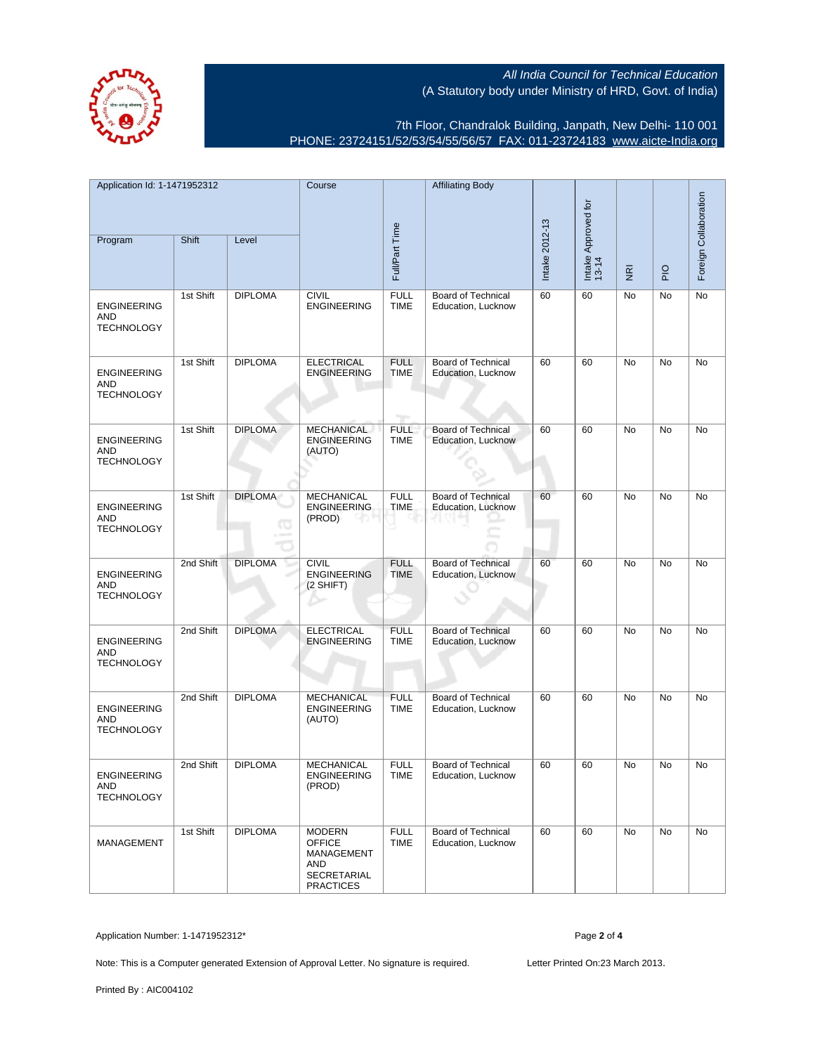All India Council for Technical Education
(A Statutory body under Ministry of HRD, Govt. of India)

7th Floor, Chandralok Building, Janpath, New Delhi- 110 001
PHONE: 23724151/52/53/54/55/56/57 FAX: 011-23724183 www.aicte-India.org

| Application Id: 1-1471952312 | | | Course | Full/Part Time | Affiliating Body | Intake 2012-13 | Intake Approved for 13-14 | NRI | PIO | Foreign Collaboration |
|---|---|---|---|---|---|---|---|---|---|---|
| Program | Shift | Level | | | | | | | | |
| ENGINEERING AND TECHNOLOGY | 1st Shift | DIPLOMA | CIVIL ENGINEERING | FULL TIME | Board of Technical Education, Lucknow | 60 | 60 | No | No | No |
| ENGINEERING AND TECHNOLOGY | 1st Shift | DIPLOMA | ELECTRICAL ENGINEERING | FULL TIME | Board of Technical Education, Lucknow | 60 | 60 | No | No | No |
| ENGINEERING AND TECHNOLOGY | 1st Shift | DIPLOMA | MECHANICAL ENGINEERING (AUTO) | FULL TIME | Board of Technical Education, Lucknow | 60 | 60 | No | No | No |
| ENGINEERING AND TECHNOLOGY | 1st Shift | DIPLOMA | MECHANICAL ENGINEERING (PROD) | FULL TIME | Board of Technical Education, Lucknow | 60 | 60 | No | No | No |
| ENGINEERING AND TECHNOLOGY | 2nd Shift | DIPLOMA | CIVIL ENGINEERING (2 SHIFT) | FULL TIME | Board of Technical Education, Lucknow | 60 | 60 | No | No | No |
| ENGINEERING AND TECHNOLOGY | 2nd Shift | DIPLOMA | ELECTRICAL ENGINEERING | FULL TIME | Board of Technical Education, Lucknow | 60 | 60 | No | No | No |
| ENGINEERING AND TECHNOLOGY | 2nd Shift | DIPLOMA | MECHANICAL ENGINEERING (AUTO) | FULL TIME | Board of Technical Education, Lucknow | 60 | 60 | No | No | No |
| ENGINEERING AND TECHNOLOGY | 2nd Shift | DIPLOMA | MECHANICAL ENGINEERING (PROD) | FULL TIME | Board of Technical Education, Lucknow | 60 | 60 | No | No | No |
| MANAGEMENT | 1st Shift | DIPLOMA | MODERN OFFICE MANAGEMENT AND SECRETARIAL PRACTICES | FULL TIME | Board of Technical Education, Lucknow | 60 | 60 | No | No | No |

Application Number: 1-1471952312*

Note: This is a Computer generated Extension of Approval Letter. No signature is required.

Letter Printed On:23 March 2013.

Printed By : AIC004102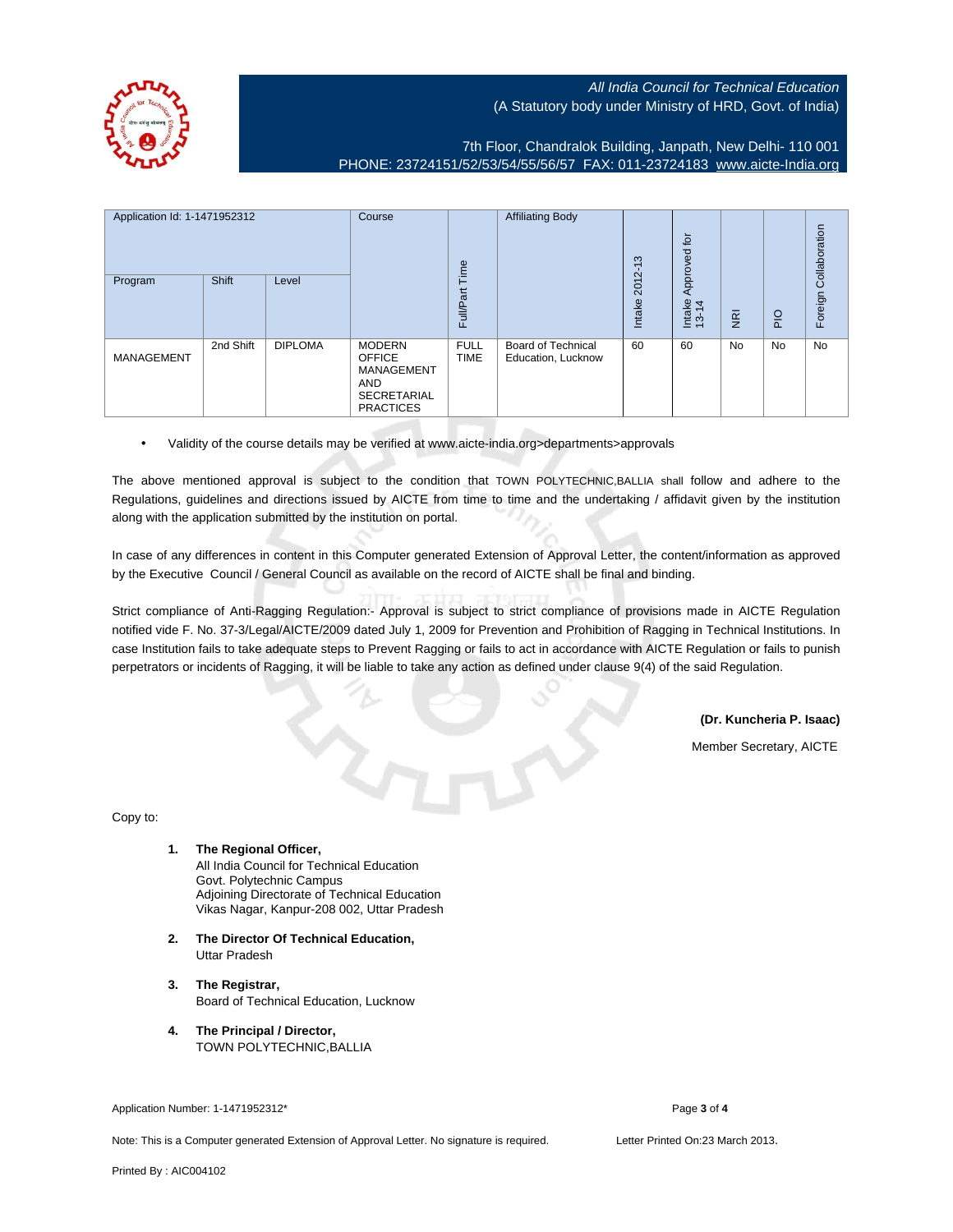All India Council for Technical Education
(A Statutory body under Ministry of HRD, Govt. of India)

7th Floor, Chandralok Building, Janpath, New Delhi- 110 001
PHONE: 23724151/52/53/54/55/56/57 FAX: 011-23724183 www.aicte-India.org

| Application Id: 1-1471952312 | | | Course | Full/Part Time | Affiliating Body | Intake 2012-13 | Intake Approved for 13-14 | NRI | PIO | Foreign Collaboration |
|---|---|---|---|---|---|---|---|---|---|---|
| Program | Shift | Level | | | | | | | | |
| MANAGEMENT | 2nd Shift | DIPLOMA | MODERN OFFICE MANAGEMENT AND SECRETARIAL PRACTICES | FULL TIME | Board of Technical Education, Lucknow | 60 | 60 | No | No | No |

- Validity of the course details may be verified at www.aicte-india.org>departments>approvals

The above mentioned approval is subject to the condition that TOWN POLYTECHNIC,BALLIA shall follow and adhere to the Regulations, guidelines and directions issued by AICTE from time to time and the undertaking / affidavit given by the institution along with the application submitted by the institution on portal.

In case of any differences in content in this Computer generated Extension of Approval Letter, the content/information as approved by the Executive Council / General Council as available on the record of AICTE shall be final and binding.

Strict compliance of Anti-Ragging Regulation:- Approval is subject to strict compliance of provisions made in AICTE Regulation notified vide F. No. 37-3/Legal/AICTE/2009 dated July 1, 2009 for Prevention and Prohibition of Ragging in Technical Institutions. In case Institution fails to take adequate steps to Prevent Ragging or fails to act in accordance with AICTE Regulation or fails to punish perpetrators or incidents of Ragging, it will be liable to take any action as defined under clause 9(4) of the said Regulation.

**(Dr. Kuncheria P. Isaac)**
Member Secretary, AICTE

Copy to:

1. **The Regional Officer,**
   All India Council for Technical Education
   Govt. Polytechnic Campus
   Adjoining Directorate of Technical Education
   Vikas Nagar, Kanpur-208 002, Uttar Pradesh

2. **The Director Of Technical Education,**
   Uttar Pradesh

3. **The Registrar,**
   Board of Technical Education, Lucknow

4. **The Principal / Director,**
   TOWN POLYTECHNIC,BALLIA

Application Number: 1-1471952312*

Note: This is a Computer generated Extension of Approval Letter. No signature is required.

Letter Printed On:23 March 2013.

Printed By : AIC004102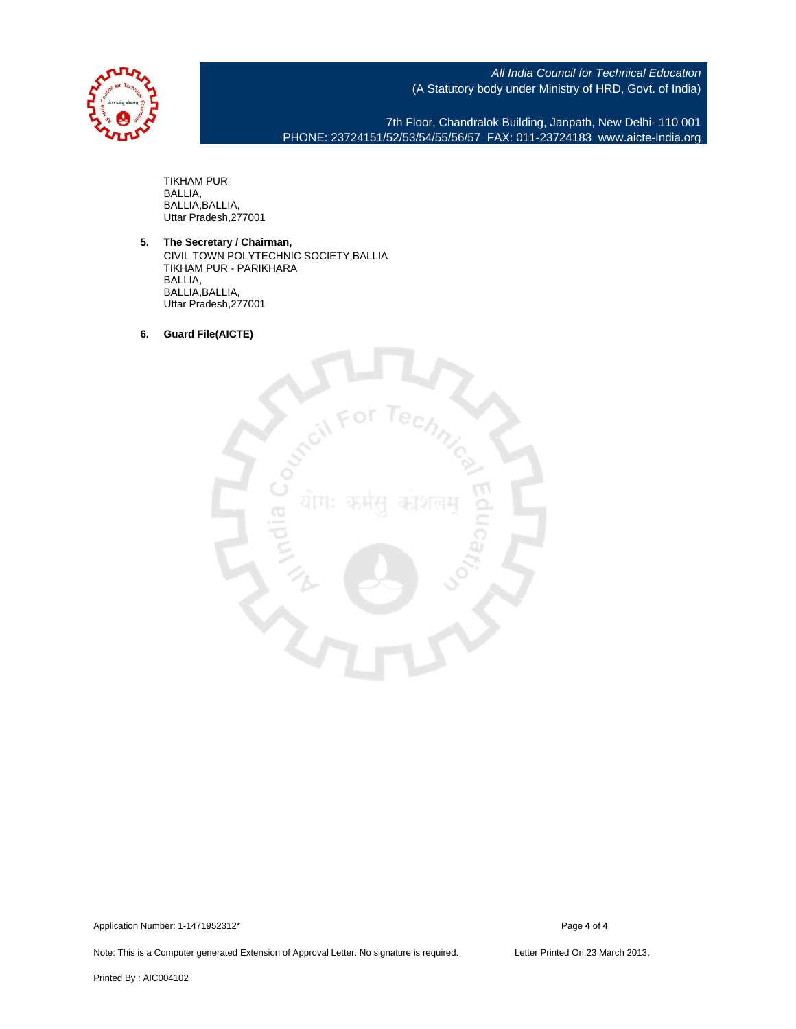TIKHAM PUR
BALLIA,
BALLIA,BALLIA,
Uttar Pradesh,277001

5. **The Secretary / Chairman,**
   CIVIL TOWN POLYTECHNIC SOCIETY,BALLIA
   TIKHAM PUR - PARIKHARA
   BALLIA,
   BALLIA,BALLIA,
   Uttar Pradesh,277001

6. **Guard File(AICTE)**

Application Number: 1-1471952312*

Note: This is a Computer generated Extension of Approval Letter. No signature is required.

Letter Printed On:23 March 2013.

Printed By : AIC004102